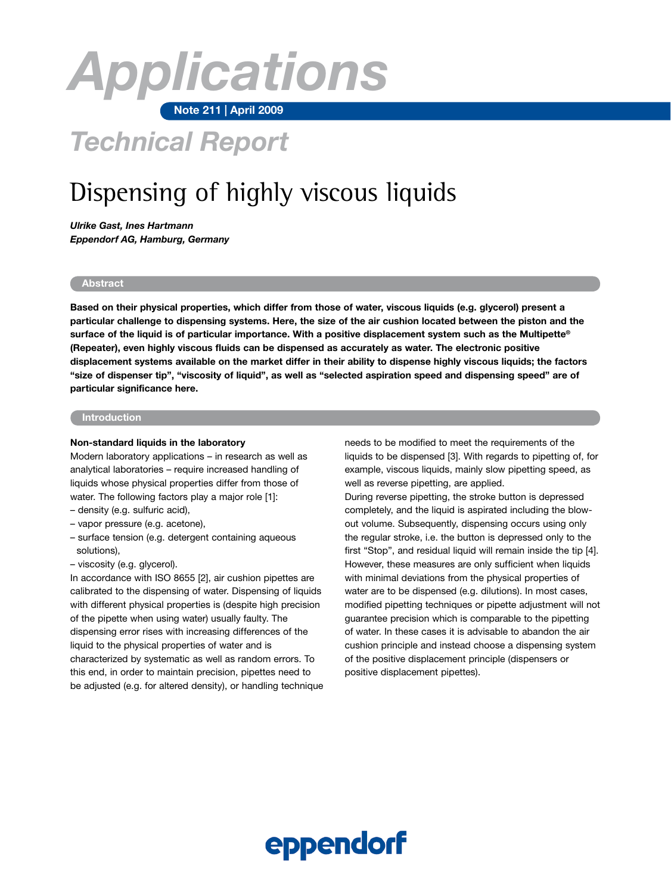# Applications

**Note 211 | April 2009**

## Technical Report

# Dispensing of highly viscous liquids

***Ulrike Gast, Ines Hartmann***
***Eppendorf AG, Hamburg, Germany***

## Abstract

**Based on their physical properties, which differ from those of water, viscous liquids (e.g. glycerol) present a particular challenge to dispensing systems. Here, the size of the air cushion located between the piston and the surface of the liquid is of particular importance. With a positive displacement system such as the Multipette® (Repeater), even highly viscous fluids can be dispensed as accurately as water. The electronic positive displacement systems available on the market differ in their ability to dispense highly viscous liquids; the factors "size of dispenser tip", "viscosity of liquid", as well as "selected aspiration speed and dispensing speed" are of particular significance here.**

## Introduction

### Non-standard liquids in the laboratory

Modern laboratory applications – in research as well as analytical laboratories – require increased handling of liquids whose physical properties differ from those of water. The following factors play a major role [1]:

- density (e.g. sulfuric acid),
- vapor pressure (e.g. acetone),
- surface tension (e.g. detergent containing aqueous solutions),
- viscosity (e.g. glycerol).

In accordance with ISO 8655 [2], air cushion pipettes are calibrated to the dispensing of water. Dispensing of liquids with different physical properties is (despite high precision of the pipette when using water) usually faulty. The dispensing error rises with increasing differences of the liquid to the physical properties of water and is characterized by systematic as well as random errors. To this end, in order to maintain precision, pipettes need to be adjusted (e.g. for altered density), or handling technique needs to be modified to meet the requirements of the liquids to be dispensed [3]. With regards to pipetting of, for example, viscous liquids, mainly slow pipetting speed, as well as reverse pipetting, are applied.

During reverse pipetting, the stroke button is depressed completely, and the liquid is aspirated including the blow-out volume. Subsequently, dispensing occurs using only the regular stroke, i.e. the button is depressed only to the first "Stop", and residual liquid will remain inside the tip [4]. However, these measures are only sufficient when liquids with minimal deviations from the physical properties of water are to be dispensed (e.g. dilutions). In most cases, modified pipetting techniques or pipette adjustment will not guarantee precision which is comparable to the pipetting of water. In these cases it is advisable to abandon the air cushion principle and instead choose a dispensing system of the positive displacement principle (dispensers or positive displacement pipettes).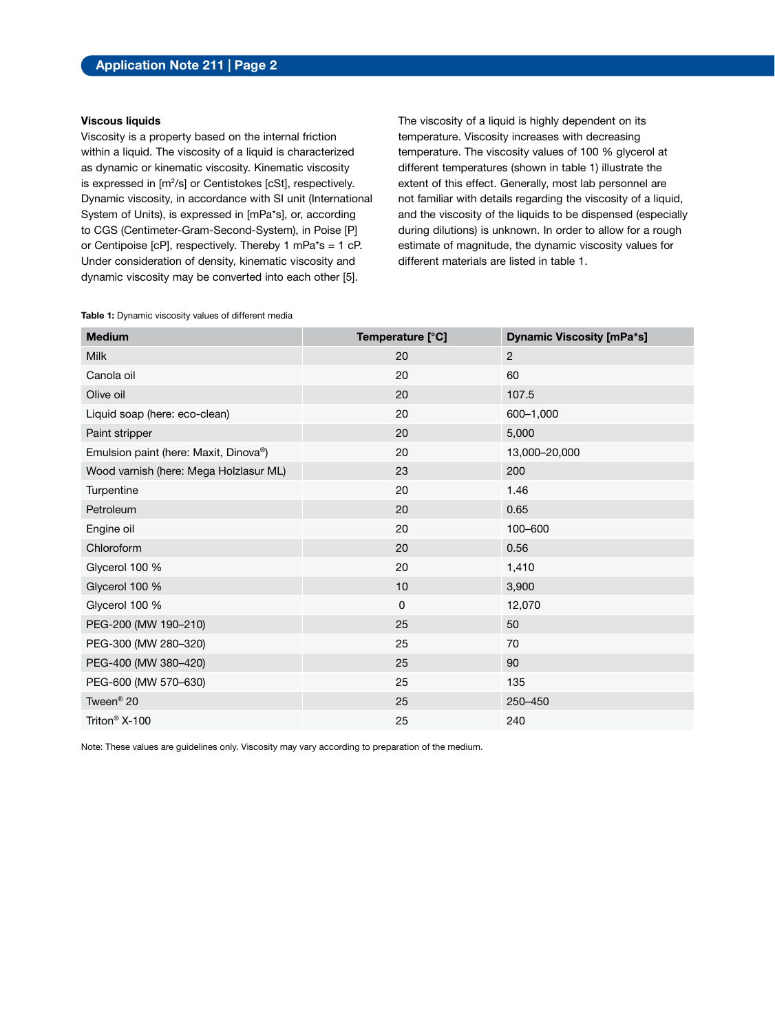### Viscous liquids

Viscosity is a property based on the internal friction within a liquid. The viscosity of a liquid is characterized as dynamic or kinematic viscosity. Kinematic viscosity is expressed in [$m^2$/s] or Centistokes [cSt], respectively. Dynamic viscosity, in accordance with SI unit (International System of Units), is expressed in [mPa*s], or, according to CGS (Centimeter-Gram-Second-System), in Poise [P] or Centipoise [cP], respectively. Thereby 1 mPa*s = 1 cP. Under consideration of density, kinematic viscosity and dynamic viscosity may be converted into each other [5].

The viscosity of a liquid is highly dependent on its temperature. Viscosity increases with decreasing temperature. The viscosity values of 100 % glycerol at different temperatures (shown in table 1) illustrate the extent of this effect. Generally, most lab personnel are not familiar with details regarding the viscosity of a liquid, and the viscosity of the liquids to be dispensed (especially during dilutions) is unknown. In order to allow for a rough estimate of magnitude, the dynamic viscosity values for different materials are listed in table 1.

**Table 1:** Dynamic viscosity values of different media

| Medium | Temperature [°C] | Dynamic Viscosity [mPa*s] |
|---|---|---|
| Milk | 20 | 2 |
| Canola oil | 20 | 60 |
| Olive oil | 20 | 107.5 |
| Liquid soap (here: eco-clean) | 20 | 600–1,000 |
| Paint stripper | 20 | 5,000 |
| Emulsion paint (here: Maxit, Dinova®) | 20 | 13,000–20,000 |
| Wood varnish (here: Mega Holzlasur ML) | 23 | 200 |
| Turpentine | 20 | 1.46 |
| Petroleum | 20 | 0.65 |
| Engine oil | 20 | 100–600 |
| Chloroform | 20 | 0.56 |
| Glycerol 100 % | 20 | 1,410 |
| Glycerol 100 % | 10 | 3,900 |
| Glycerol 100 % | 0 | 12,070 |
| PEG-200 (MW 190–210) | 25 | 50 |
| PEG-300 (MW 280–320) | 25 | 70 |
| PEG-400 (MW 380–420) | 25 | 90 |
| PEG-600 (MW 570–630) | 25 | 135 |
| Tween® 20 | 25 | 250–450 |
| Triton® X-100 | 25 | 240 |

Note: These values are guidelines only. Viscosity may vary according to preparation of the medium.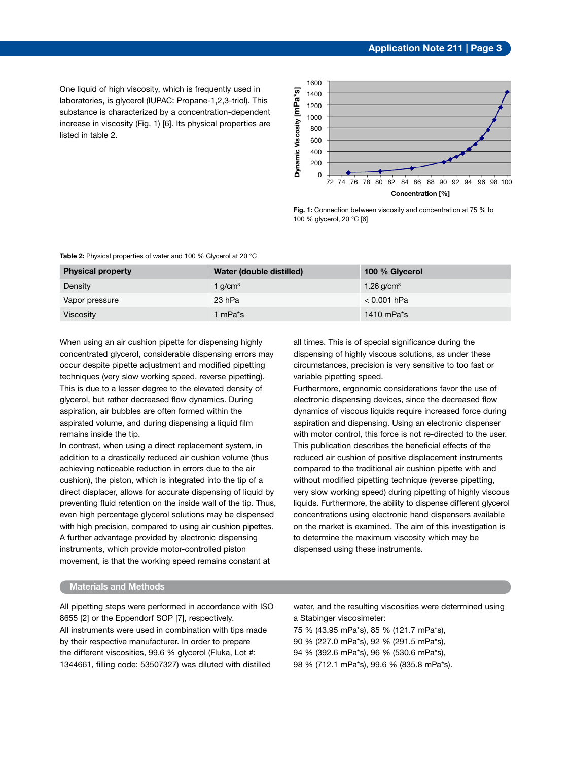One liquid of high viscosity, which is frequently used in laboratories, is glycerol (IUPAC: Propane-1,2,3-triol). This substance is characterized by a concentration-dependent increase in viscosity (Fig. 1) [6]. Its physical properties are listed in table 2.

**Fig. 1:** Connection between viscosity and concentration at 75 % to 100 % glycerol, 20 °C [6]

**Table 2:** Physical properties of water and 100 % Glycerol at 20 °C

| Physical property | Water (double distilled) | 100 % Glycerol |
|---|---|---|
| Density | 1 g/cm³ | 1.26 g/cm³ |
| Vapor pressure | 23 hPa | < 0.001 hPa |
| Viscosity | 1 mPa*s | 1410 mPa*s |

When using an air cushion pipette for dispensing highly concentrated glycerol, considerable dispensing errors may occur despite pipette adjustment and modified pipetting techniques (very slow working speed, reverse pipetting). This is due to a lesser degree to the elevated density of glycerol, but rather decreased flow dynamics. During aspiration, air bubbles are often formed within the aspirated volume, and during dispensing a liquid film remains inside the tip.

In contrast, when using a direct replacement system, in addition to a drastically reduced air cushion volume (thus achieving noticeable reduction in errors due to the air cushion), the piston, which is integrated into the tip of a direct displacer, allows for accurate dispensing of liquid by preventing fluid retention on the inside wall of the tip. Thus, even high percentage glycerol solutions may be dispensed with high precision, compared to using air cushion pipettes.

A further advantage provided by electronic dispensing instruments, which provide motor-controlled piston movement, is that the working speed remains constant at all times. This is of special significance during the dispensing of highly viscous solutions, as under these circumstances, precision is very sensitive to too fast or variable pipetting speed.

Furthermore, ergonomic considerations favor the use of electronic dispensing devices, since the decreased flow dynamics of viscous liquids require increased force during aspiration and dispensing. Using an electronic dispenser with motor control, this force is not re-directed to the user. This publication describes the beneficial effects of the reduced air cushion of positive displacement instruments compared to the traditional air cushion pipette with and without modified pipetting technique (reverse pipetting, very slow working speed) during pipetting of highly viscous liquids. Furthermore, the ability to dispense different glycerol concentrations using electronic hand dispensers available on the market is examined. The aim of this investigation is to determine the maximum viscosity which may be dispensed using these instruments.

## Materials and Methods

All pipetting steps were performed in accordance with ISO 8655 [2] or the Eppendorf SOP [7], respectively.

All instruments were used in combination with tips made by their respective manufacturer. In order to prepare the different viscosities, 99.6 % glycerol (Fluka, Lot #: 1344661, filling code: 53507327) was diluted with distilled water, and the resulting viscosities were determined using a Stabinger viscosimeter:

75 % (43.95 mPa*s), 85 % (121.7 mPa*s),
90 % (227.0 mPa*s), 92 % (291.5 mPa*s),
94 % (392.6 mPa*s), 96 % (530.6 mPa*s),
98 % (712.1 mPa*s), 99.6 % (835.8 mPa*s).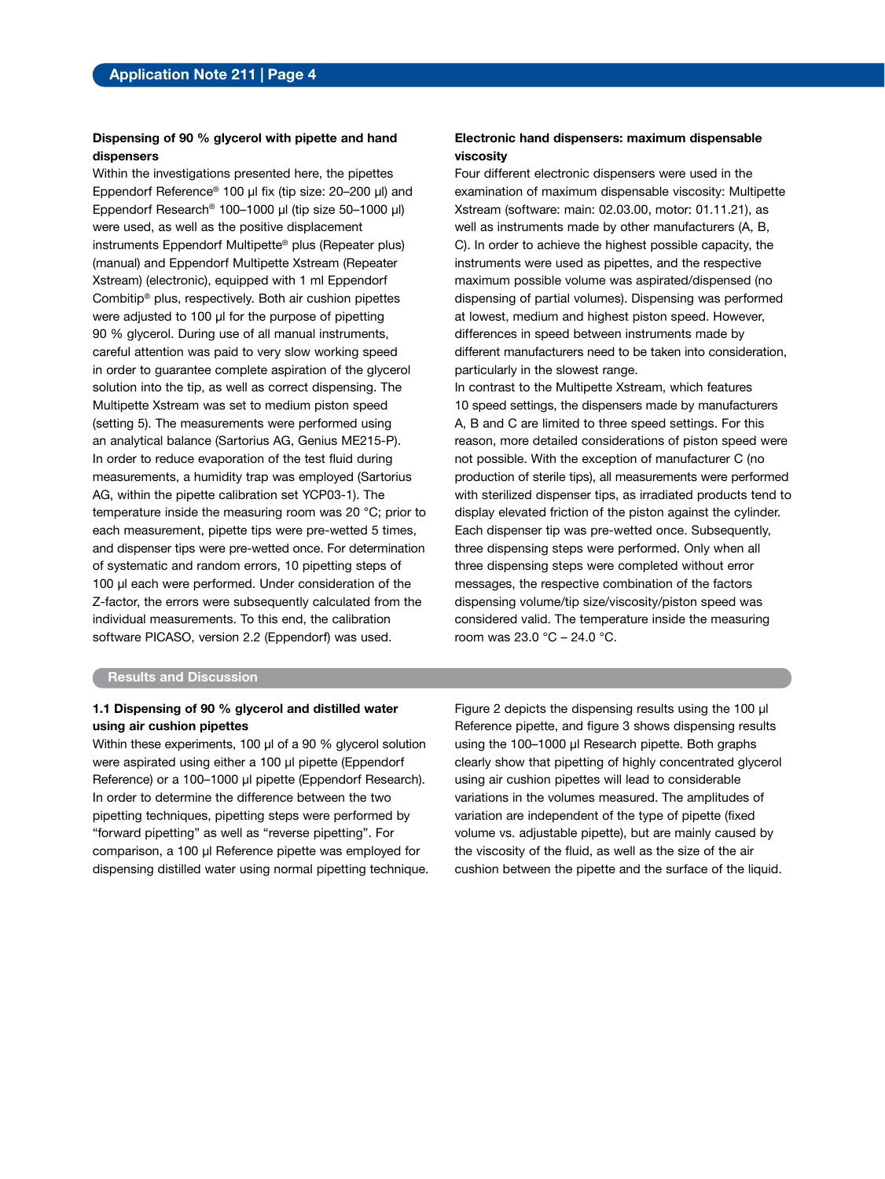### Dispensing of 90 % glycerol with pipette and hand dispensers

Within the investigations presented here, the pipettes Eppendorf Reference® 100 µl fix (tip size: 20–200 µl) and Eppendorf Research® 100–1000 µl (tip size 50–1000 µl) were used, as well as the positive displacement instruments Eppendorf Multipette® plus (Repeater plus) (manual) and Eppendorf Multipette Xstream (Repeater Xstream) (electronic), equipped with 1 ml Eppendorf Combitip® plus, respectively. Both air cushion pipettes were adjusted to 100 µl for the purpose of pipetting 90 % glycerol. During use of all manual instruments, careful attention was paid to very slow working speed in order to guarantee complete aspiration of the glycerol solution into the tip, as well as correct dispensing. The Multipette Xstream was set to medium piston speed (setting 5). The measurements were performed using an analytical balance (Sartorius AG, Genius ME215-P). In order to reduce evaporation of the test fluid during measurements, a humidity trap was employed (Sartorius AG, within the pipette calibration set YCP03-1). The temperature inside the measuring room was 20 °C; prior to each measurement, pipette tips were pre-wetted 5 times, and dispenser tips were pre-wetted once. For determination of systematic and random errors, 10 pipetting steps of 100 µl each were performed. Under consideration of the Z-factor, the errors were subsequently calculated from the individual measurements. To this end, the calibration software PICASO, version 2.2 (Eppendorf) was used.

### Electronic hand dispensers: maximum dispensable viscosity

Four different electronic dispensers were used in the examination of maximum dispensable viscosity: Multipette Xstream (software: main: 02.03.00, motor: 01.11.21), as well as instruments made by other manufacturers (A, B, C). In order to achieve the highest possible capacity, the instruments were used as pipettes, and the respective maximum possible volume was aspirated/dispensed (no dispensing of partial volumes). Dispensing was performed at lowest, medium and highest piston speed. However, differences in speed between instruments made by different manufacturers need to be taken into consideration, particularly in the slowest range.

In contrast to the Multipette Xstream, which features 10 speed settings, the dispensers made by manufacturers A, B and C are limited to three speed settings. For this reason, more detailed considerations of piston speed were not possible. With the exception of manufacturer C (no production of sterile tips), all measurements were performed with sterilized dispenser tips, as irradiated products tend to display elevated friction of the piston against the cylinder. Each dispenser tip was pre-wetted once. Subsequently, three dispensing steps were performed. Only when all three dispensing steps were completed without error messages, the respective combination of the factors dispensing volume/tip size/viscosity/piston speed was considered valid. The temperature inside the measuring room was 23.0 °C – 24.0 °C.

## Results and Discussion

### 1.1 Dispensing of 90 % glycerol and distilled water using air cushion pipettes

Within these experiments, 100 µl of a 90 % glycerol solution were aspirated using either a 100 µl pipette (Eppendorf Reference) or a 100–1000 µl pipette (Eppendorf Research). In order to determine the difference between the two pipetting techniques, pipetting steps were performed by “forward pipetting” as well as “reverse pipetting”. For comparison, a 100 µl Reference pipette was employed for dispensing distilled water using normal pipetting technique.

Figure 2 depicts the dispensing results using the 100 µl Reference pipette, and figure 3 shows dispensing results using the 100–1000 µl Research pipette. Both graphs clearly show that pipetting of highly concentrated glycerol using air cushion pipettes will lead to considerable variations in the volumes measured. The amplitudes of variation are independent of the type of pipette (fixed volume vs. adjustable pipette), but are mainly caused by the viscosity of the fluid, as well as the size of the air cushion between the pipette and the surface of the liquid.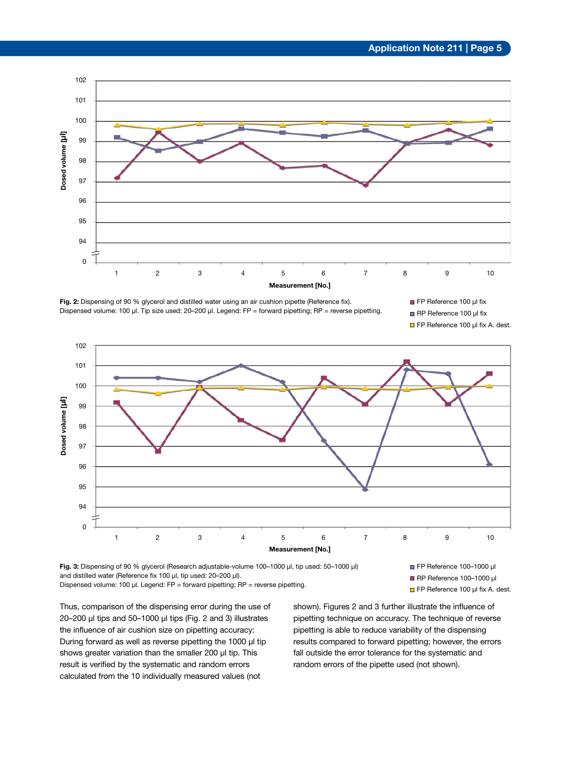**Fig. 2:** Dispensing of 90 % glycerol and distilled water using an air cushion pipette (Reference fix). Dispensed volume: 100 µl. Tip size used: 20–200 µl. Legend: FP = forward pipetting; RP = reverse pipetting.

**Fig. 3:** Dispensing of 90 % glycerol (Research adjustable-volume 100–1000 µl, tip used: 50–1000 µl) and distilled water (Reference fix 100 µl, tip used: 20–200 µl). Dispensed volume: 100 µl. Legend: FP = forward pipetting; RP = reverse pipetting.

Thus, comparison of the dispensing error during the use of 20–200 µl tips and 50–1000 µl tips (Fig. 2 and 3) illustrates the influence of air cushion size on pipetting accuracy: During forward as well as reverse pipetting the 1000 µl tip shows greater variation than the smaller 200 µl tip. This result is verified by the systematic and random errors calculated from the 10 individually measured values (not shown). Figures 2 and 3 further illustrate the influence of pipetting technique on accuracy. The technique of reverse pipetting is able to reduce variability of the dispensing results compared to forward pipetting; however, the errors fall outside the error tolerance for the systematic and random errors of the pipette used (not shown).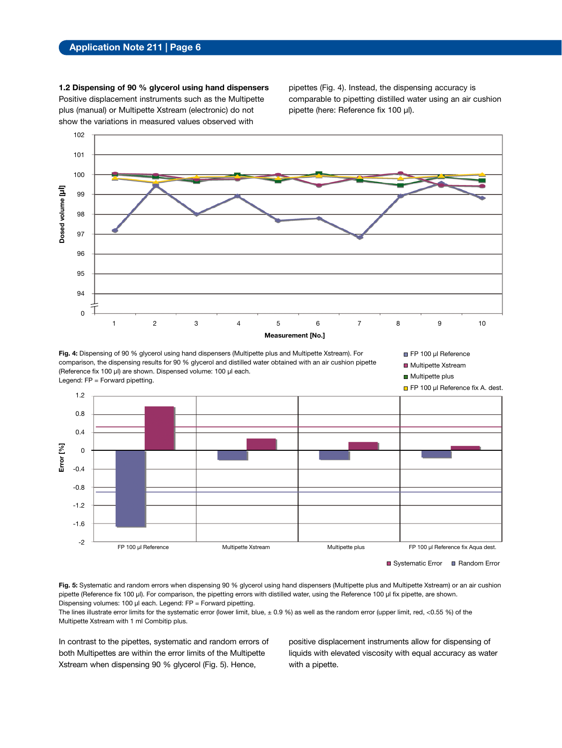### 1.2 Dispensing of 90 % glycerol using hand dispensers

Positive displacement instruments such as the Multipette plus (manual) or Multipette Xstream (electronic) do not show the variations in measured values observed with pipettes (Fig. 4). Instead, the dispensing accuracy is comparable to pipetting distilled water using an air cushion pipette (here: Reference fix 100 µl).

**Fig. 4:** Dispensing of 90 % glycerol using hand dispensers (Multipette plus and Multipette Xstream). For comparison, the dispensing results for 90 % glycerol and distilled water obtained with an air cushion pipette (Reference fix 100 µl) are shown. Dispensed volume: 100 µl each.
Legend: FP = Forward pipetting.

**Fig. 5:** Systematic and random errors when dispensing 90 % glycerol using hand dispensers (Multipette plus and Multipette Xstream) or an air cushion pipette (Reference fix 100 µl). For comparison, the pipetting errors with distilled water, using the Reference 100 µl fix pipette, are shown.
Dispensing volumes: 100 µl each. Legend: FP = Forward pipetting.
The lines illustrate error limits for the systematic error (lower limit, blue, ± 0.9 %) as well as the random error (upper limit, red, <0.55 %) of the Multipette Xstream with 1 ml Combitip plus.

In contrast to the pipettes, systematic and random errors of both Multipettes are within the error limits of the Multipette Xstream when dispensing 90 % glycerol (Fig. 5). Hence, positive displacement instruments allow for dispensing of liquids with elevated viscosity with equal accuracy as water with a pipette.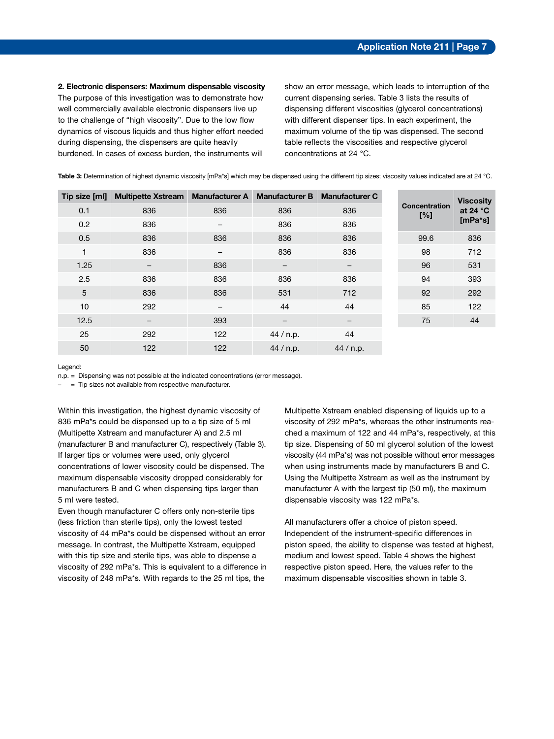**2. Electronic dispensers: Maximum dispensable viscosity**

The purpose of this investigation was to demonstrate how well commercially available electronic dispensers live up to the challenge of "high viscosity". Due to the low flow dynamics of viscous liquids and thus higher effort needed during dispensing, the dispensers are quite heavily burdened. In cases of excess burden, the instruments will show an error message, which leads to interruption of the current dispensing series. Table 3 lists the results of dispensing different viscosities (glycerol concentrations) with different dispenser tips. In each experiment, the maximum volume of the tip was dispensed. The second table reflects the viscosities and respective glycerol concentrations at 24 °C.

**Table 3:** Determination of highest dynamic viscosity [mPa*s] which may be dispensed using the different tip sizes; viscosity values indicated are at 24 °C.

| Tip size [ml] | Multipette Xstream | Manufacturer A | Manufacturer B | Manufacturer C |
|---|---|---|---|---|
| 0.1 | 836 | 836 | 836 | 836 |
| 0.2 | 836 | – | 836 | 836 |
| 0.5 | 836 | 836 | 836 | 836 |
| 1 | 836 | – | 836 | 836 |
| 1.25 | – | 836 | – | – |
| 2.5 | 836 | 836 | 836 | 836 |
| 5 | 836 | 836 | 531 | 712 |
| 10 | 292 | – | 44 | 44 |
| 12.5 | – | 393 | – | – |
| 25 | 292 | 122 | 44 / n.p. | 44 |
| 50 | 122 | 122 | 44 / n.p. | 44 / n.p. |

| Concentration [%] | Viscosity at 24 °C [mPa*s] |
|---|---|
| 99.6 | 836 |
| 98 | 712 |
| 96 | 531 |
| 94 | 393 |
| 92 | 292 |
| 85 | 122 |
| 75 | 44 |

Legend:
n.p. = Dispensing was not possible at the indicated concentrations (error message).
– = Tip sizes not available from respective manufacturer.

Within this investigation, the highest dynamic viscosity of 836 mPa*s could be dispensed up to a tip size of 5 ml (Multipette Xstream and manufacturer A) and 2.5 ml (manufacturer B and manufacturer C), respectively (Table 3). If larger tips or volumes were used, only glycerol concentrations of lower viscosity could be dispensed. The maximum dispensable viscosity dropped considerably for manufacturers B and C when dispensing tips larger than 5 ml were tested.

Even though manufacturer C offers only non-sterile tips (less friction than sterile tips), only the lowest tested viscosity of 44 mPa*s could be dispensed without an error message. In contrast, the Multipette Xstream, equipped with this tip size and sterile tips, was able to dispense a viscosity of 292 mPa*s. This is equivalent to a difference in viscosity of 248 mPa*s. With regards to the 25 ml tips, the Multipette Xstream enabled dispensing of liquids up to a viscosity of 292 mPa*s, whereas the other instruments reached a maximum of 122 and 44 mPa*s, respectively, at this tip size. Dispensing of 50 ml glycerol solution of the lowest viscosity (44 mPa*s) was not possible without error messages when using instruments made by manufacturers B and C. Using the Multipette Xstream as well as the instrument by manufacturer A with the largest tip (50 ml), the maximum dispensable viscosity was 122 mPa*s.

All manufacturers offer a choice of piston speed. Independent of the instrument-specific differences in piston speed, the ability to dispense was tested at highest, medium and lowest speed. Table 4 shows the highest respective piston speed. Here, the values refer to the maximum dispensable viscosities shown in table 3.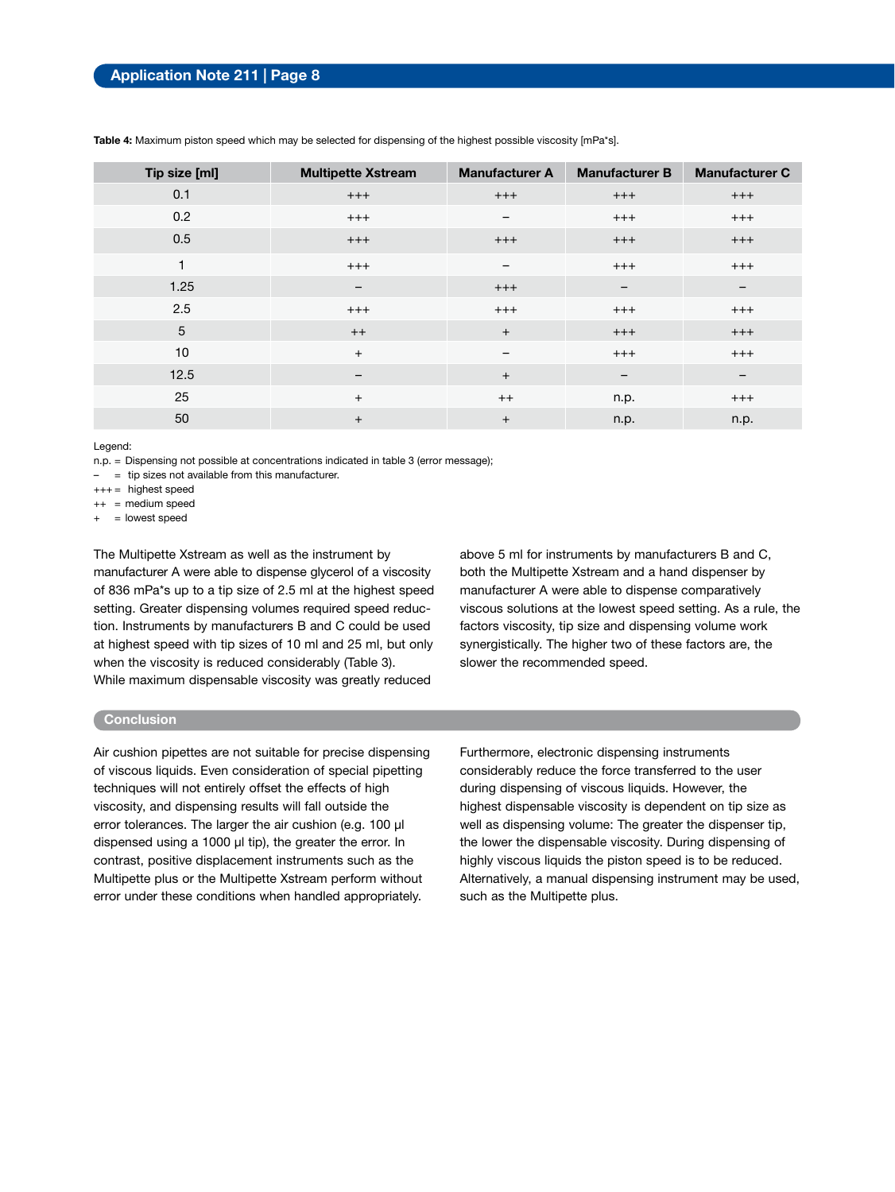**Table 4:** Maximum piston speed which may be selected for dispensing of the highest possible viscosity [mPa*s].

| Tip size [ml] | Multipette Xstream | Manufacturer A | Manufacturer B | Manufacturer C |
|---|---|---|---|---|
| 0.1 | +++ | +++ | +++ | +++ |
| 0.2 | +++ | – | +++ | +++ |
| 0.5 | +++ | +++ | +++ | +++ |
| 1 | +++ | – | +++ | +++ |
| 1.25 | – | +++ | – | – |
| 2.5 | +++ | +++ | +++ | +++ |
| 5 | ++ | + | +++ | +++ |
| 10 | + | – | +++ | +++ |
| 12.5 | – | + | – | – |
| 25 | + | ++ | n.p. | +++ |
| 50 | + | + | n.p. | n.p. |

Legend:
n.p. = Dispensing not possible at concentrations indicated in table 3 (error message);
– = tip sizes not available from this manufacturer.
+++ = highest speed
++ = medium speed
+ = lowest speed

The Multipette Xstream as well as the instrument by manufacturer A were able to dispense glycerol of a viscosity of 836 mPa*s up to a tip size of 2.5 ml at the highest speed setting. Greater dispensing volumes required speed reduction. Instruments by manufacturers B and C could be used at highest speed with tip sizes of 10 ml and 25 ml, but only when the viscosity is reduced considerably (Table 3). While maximum dispensable viscosity was greatly reduced above 5 ml for instruments by manufacturers B and C, both the Multipette Xstream and a hand dispenser by manufacturer A were able to dispense comparatively viscous solutions at the lowest speed setting. As a rule, the factors viscosity, tip size and dispensing volume work synergistically. The higher two of these factors are, the slower the recommended speed.

## Conclusion

Air cushion pipettes are not suitable for precise dispensing of viscous liquids. Even consideration of special pipetting techniques will not entirely offset the effects of high viscosity, and dispensing results will fall outside the error tolerances. The larger the air cushion (e.g. 100 µl dispensed using a 1000 µl tip), the greater the error. In contrast, positive displacement instruments such as the Multipette plus or the Multipette Xstream perform without error under these conditions when handled appropriately.

Furthermore, electronic dispensing instruments considerably reduce the force transferred to the user during dispensing of viscous liquids. However, the highest dispensable viscosity is dependent on tip size as well as dispensing volume: The greater the dispenser tip, the lower the dispensable viscosity. During dispensing of highly viscous liquids the piston speed is to be reduced. Alternatively, a manual dispensing instrument may be used, such as the Multipette plus.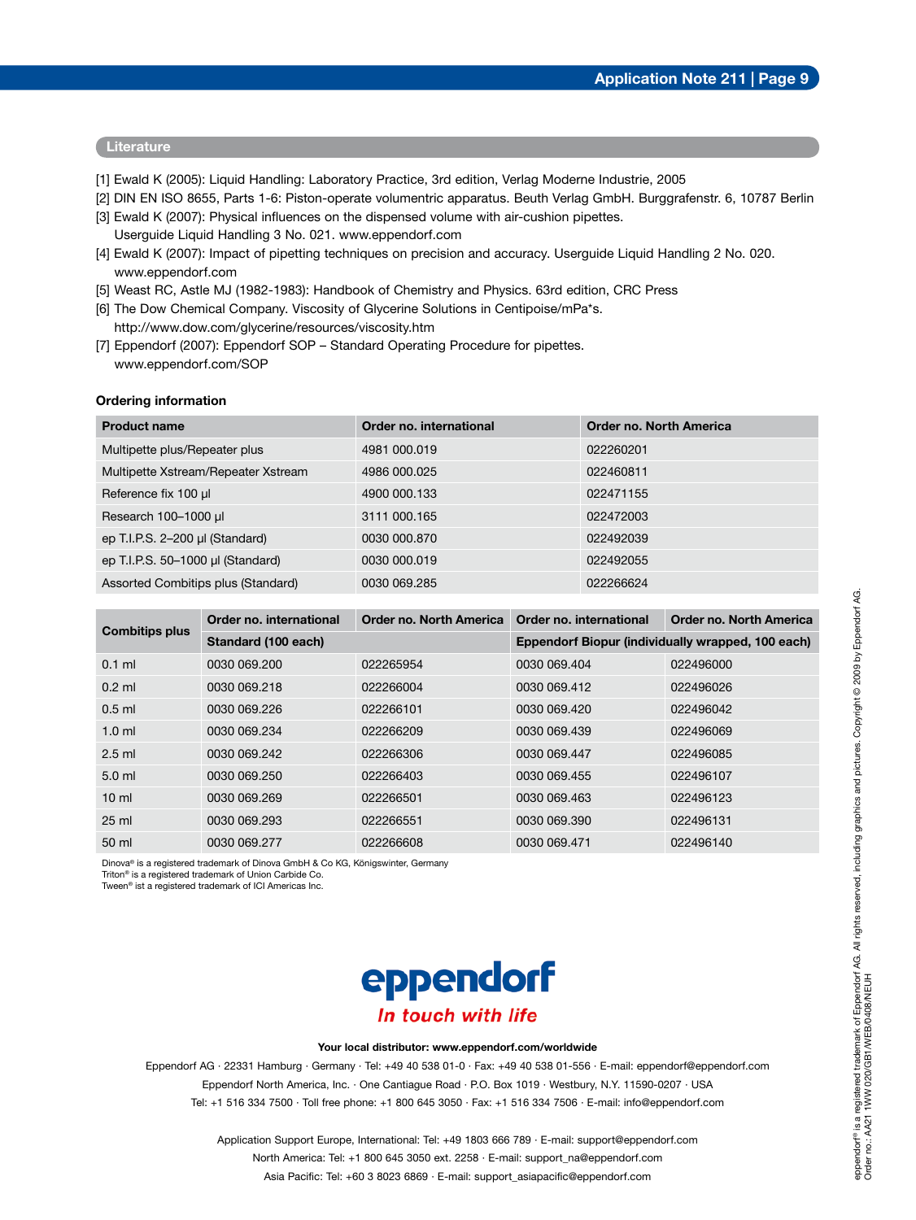## Literature

[1] Ewald K (2005): Liquid Handling: Laboratory Practice, 3rd edition, Verlag Moderne Industrie, 2005

[2] DIN EN ISO 8655, Parts 1-6: Piston-operate volumentric apparatus. Beuth Verlag GmbH. Burggrafenstr. 6, 10787 Berlin

[3] Ewald K (2007): Physical influences on the dispensed volume with air-cushion pipettes. Userguide Liquid Handling 3 No. 021. www.eppendorf.com

[4] Ewald K (2007): Impact of pipetting techniques on precision and accuracy. Userguide Liquid Handling 2 No. 020. www.eppendorf.com

[5] Weast RC, Astle MJ (1982-1983): Handbook of Chemistry and Physics. 63rd edition, CRC Press

[6] The Dow Chemical Company. Viscosity of Glycerine Solutions in Centipoise/mPa*s. http://www.dow.com/glycerine/resources/viscosity.htm

[7] Eppendorf (2007): Eppendorf SOP – Standard Operating Procedure for pipettes. www.eppendorf.com/SOP

### Ordering information

| Product name | Order no. international | Order no. North America |
|---|---|---|
| Multipette plus/Repeater plus | 4981 000.019 | 022260201 |
| Multipette Xstream/Repeater Xstream | 4986 000.025 | 022460811 |
| Reference fix 100 µl | 4900 000.133 | 022471155 |
| Research 100–1000 µl | 3111 000.165 | 022472003 |
| ep T.I.P.S. 2–200 µl (Standard) | 0030 000.870 | 022492039 |
| ep T.I.P.S. 50–1000 µl (Standard) | 0030 000.019 | 022492055 |
| Assorted Combitips plus (Standard) | 0030 069.285 | 022266624 |

| Combitips plus | Order no. international | Order no. North America | Order no. international | Order no. North America |
|---|---|---|---|---|
| | Standard (100 each) | | Eppendorf Biopur (individually wrapped, 100 each) | |
| 0.1 ml | 0030 069.200 | 022265954 | 0030 069.404 | 022496000 |
| 0.2 ml | 0030 069.218 | 022266004 | 0030 069.412 | 022496026 |
| 0.5 ml | 0030 069.226 | 022266101 | 0030 069.420 | 022496042 |
| 1.0 ml | 0030 069.234 | 022266209 | 0030 069.439 | 022496069 |
| 2.5 ml | 0030 069.242 | 022266306 | 0030 069.447 | 022496085 |
| 5.0 ml | 0030 069.250 | 022266403 | 0030 069.455 | 022496107 |
| 10 ml | 0030 069.269 | 022266501 | 0030 069.463 | 022496123 |
| 25 ml | 0030 069.293 | 022266551 | 0030 069.390 | 022496131 |
| 50 ml | 0030 069.277 | 022266608 | 0030 069.471 | 022496140 |

Dinova® is a registered trademark of Dinova GmbH & Co KG, Königswinter, Germany
Triton® is a registered trademark of Union Carbide Co.
Tween® ist a registered trademark of ICI Americas Inc.

eppendorf
*In touch with life*

**Your local distributor: www.eppendorf.com/worldwide**

Eppendorf AG · 22331 Hamburg · Germany · Tel: +49 40 538 01-0 · Fax: +49 40 538 01-556 · E-mail: eppendorf@eppendorf.com
Eppendorf North America, Inc. · One Cantiague Road · P.O. Box 1019 · Westbury, N.Y. 11590-0207 · USA
Tel: +1 516 334 7500 · Toll free phone: +1 800 645 3050 · Fax: +1 516 334 7506 · E-mail: info@eppendorf.com

Application Support Europe, International: Tel: +49 1803 666 789 · E-mail: support@eppendorf.com
North America: Tel: +1 800 645 3050 ext. 2258 · E-mail: support_na@eppendorf.com
Asia Pacific: Tel: +60 3 8023 6869 · E-mail: support_asiapacific@eppendorf.com

eppendorf® is a registered trademark of Eppendorf AG. All rights reserved, including graphics and pictures. Copyright © 2009 by Eppendorf AG.
Order no.: AA21 1WW 020/GB1/WEB/0408/NEUH